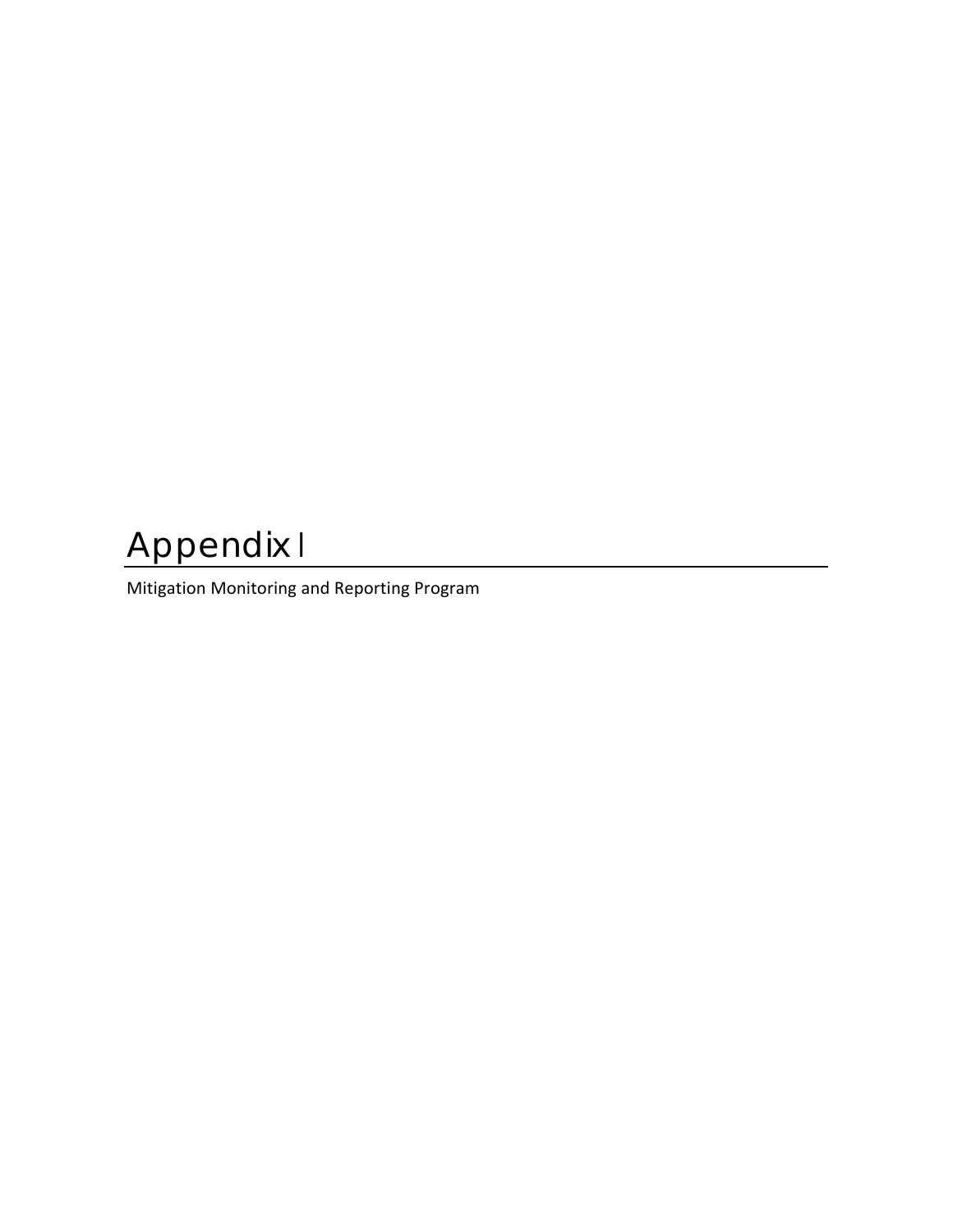# Appendix I

Mitigation Monitoring and Reporting Program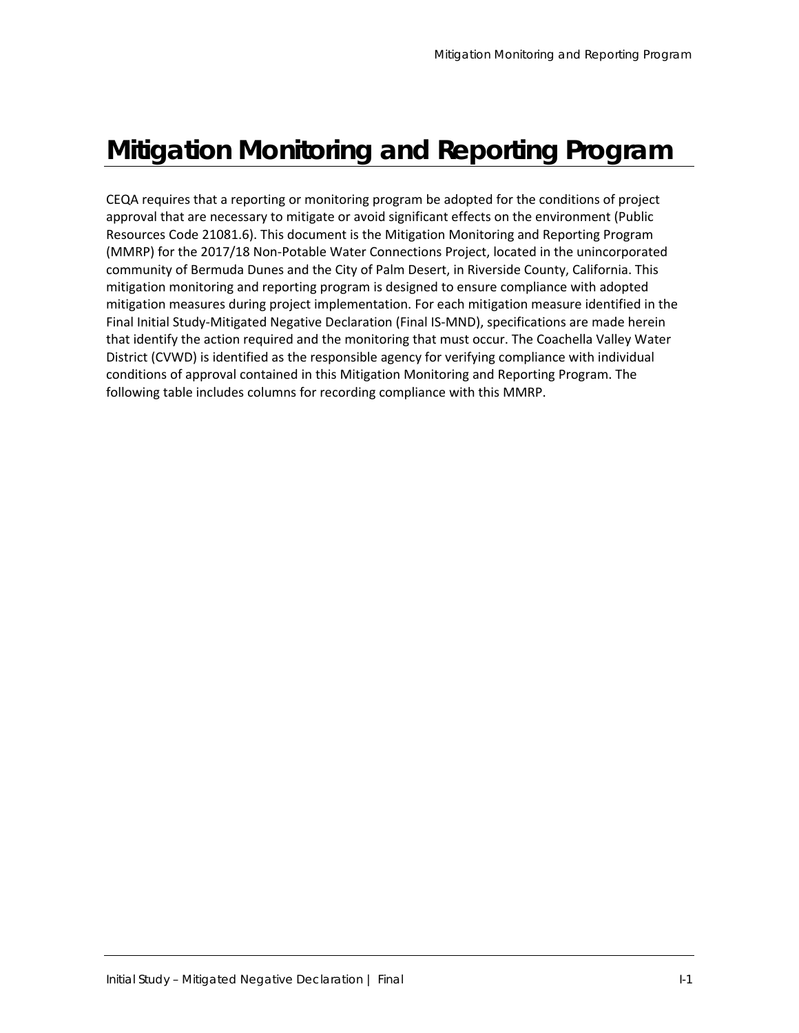# Mitigation Monitoring and Reporting Program

CEQA requires that a reporting or monitoring program be adopted for the conditions of project approval that are necessary to mitigate or avoid significant effects on the environment (Public Resources Code 21081.6). This document is the Mitigation Monitoring and Reporting Program (MMRP) for the 2017/18 Non-Potable Water Connections Project, located in the unincorporated community of Bermuda Dunes and the City of Palm Desert, in Riverside County, California. This mitigation monitoring and reporting program is designed to ensure compliance with adopted mitigation measures during project implementation. For each mitigation measure identified in the Final Initial Study-Mitigated Negative Declaration (Final IS-MND), specifications are made herein that identify the action required and the monitoring that must occur. The Coachella Valley Water District (CVWD) is identified as the responsible agency for verifying compliance with individual conditions of approval contained in this Mitigation Monitoring and Reporting Program. The following table includes columns for recording compliance with this MMRP.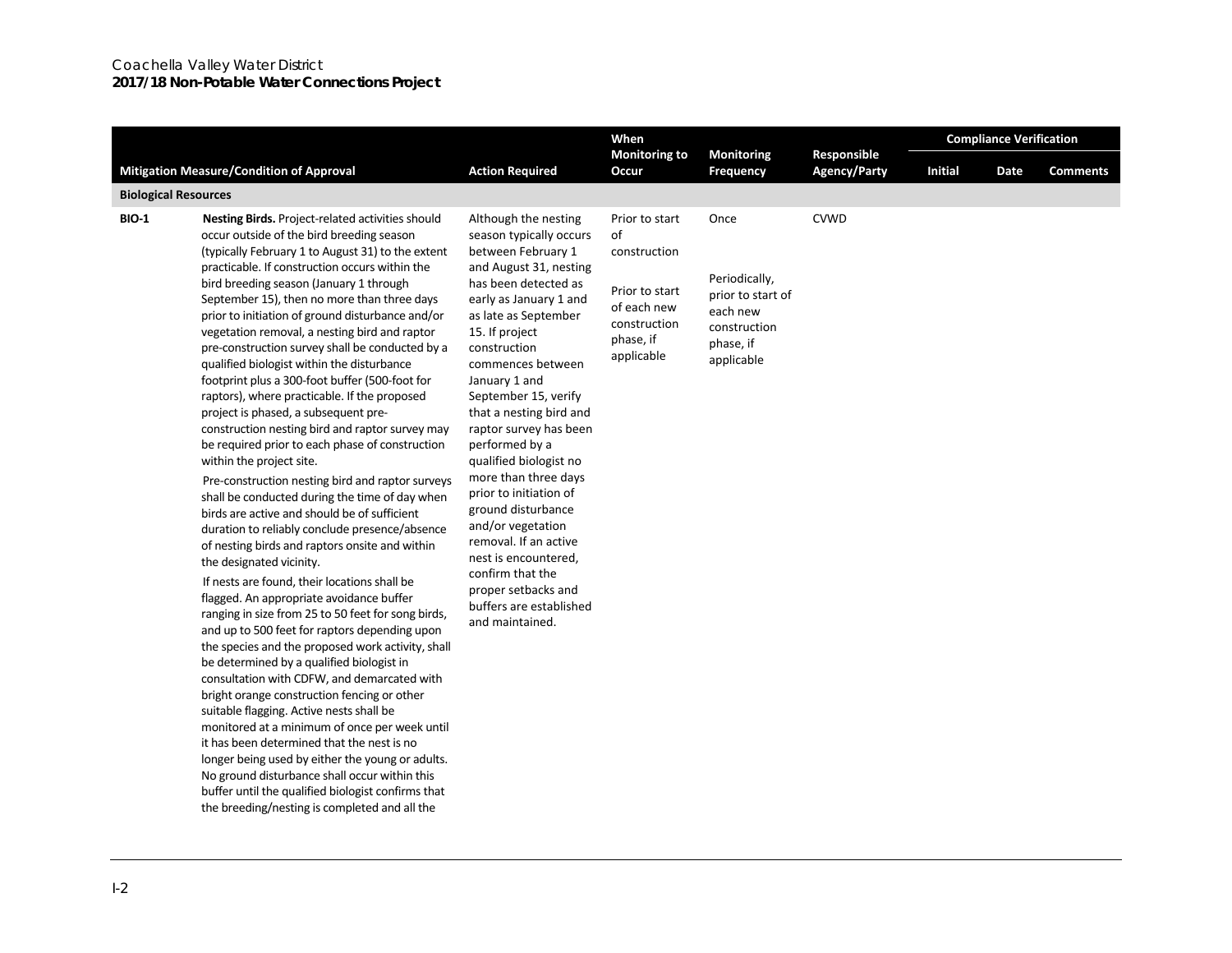| Mitigation Measure/Condition of Approval | | Action Required | When Monitoring to Occur | Monitoring Frequency | Responsible Agency/Party | Compliance Verification | | |
|---|---|---|---|---|---|---|---|---|
| | | | | | | Initial | Date | Comments |
| **Biological Resources** | | | | | | | | |
| **BIO-1** | **Nesting Birds.** Project-related activities should occur outside of the bird breeding season (typically February 1 to August 31) to the extent practicable. If construction occurs within the bird breeding season (January 1 through September 15), then no more than three days prior to initiation of ground disturbance and/or vegetation removal, a nesting bird and raptor pre-construction survey shall be conducted by a qualified biologist within the disturbance footprint plus a 300-foot buffer (500-foot for raptors), where practicable. If the proposed project is phased, a subsequent pre-construction nesting bird and raptor survey may be required prior to each phase of construction within the project site.<br><br>Pre-construction nesting bird and raptor surveys shall be conducted during the time of day when birds are active and should be of sufficient duration to reliably conclude presence/absence of nesting birds and raptors onsite and within the designated vicinity.<br><br>If nests are found, their locations shall be flagged. An appropriate avoidance buffer ranging in size from 25 to 50 feet for song birds, and up to 500 feet for raptors depending upon the species and the proposed work activity, shall be determined by a qualified biologist in consultation with CDFW, and demarcated with bright orange construction fencing or other suitable flagging. Active nests shall be monitored at a minimum of once per week until it has been determined that the nest is no longer being used by either the young or adults. No ground disturbance shall occur within this buffer until the qualified biologist confirms that the breeding/nesting is completed and all the | Although the nesting season typically occurs between February 1 and August 31, nesting has been detected as early as January 1 and as late as September 15. If project construction commences between January 1 and September 15, verify that a nesting bird and raptor survey has been performed by a qualified biologist no more than three days prior to initiation of ground disturbance and/or vegetation removal. If an active nest is encountered, confirm that the proper setbacks and buffers are established and maintained. | Prior to start of construction<br><br>Prior to start of each new construction phase, if applicable | Once<br><br>Periodically, prior to start of each new construction phase, if applicable | CVWD | | | |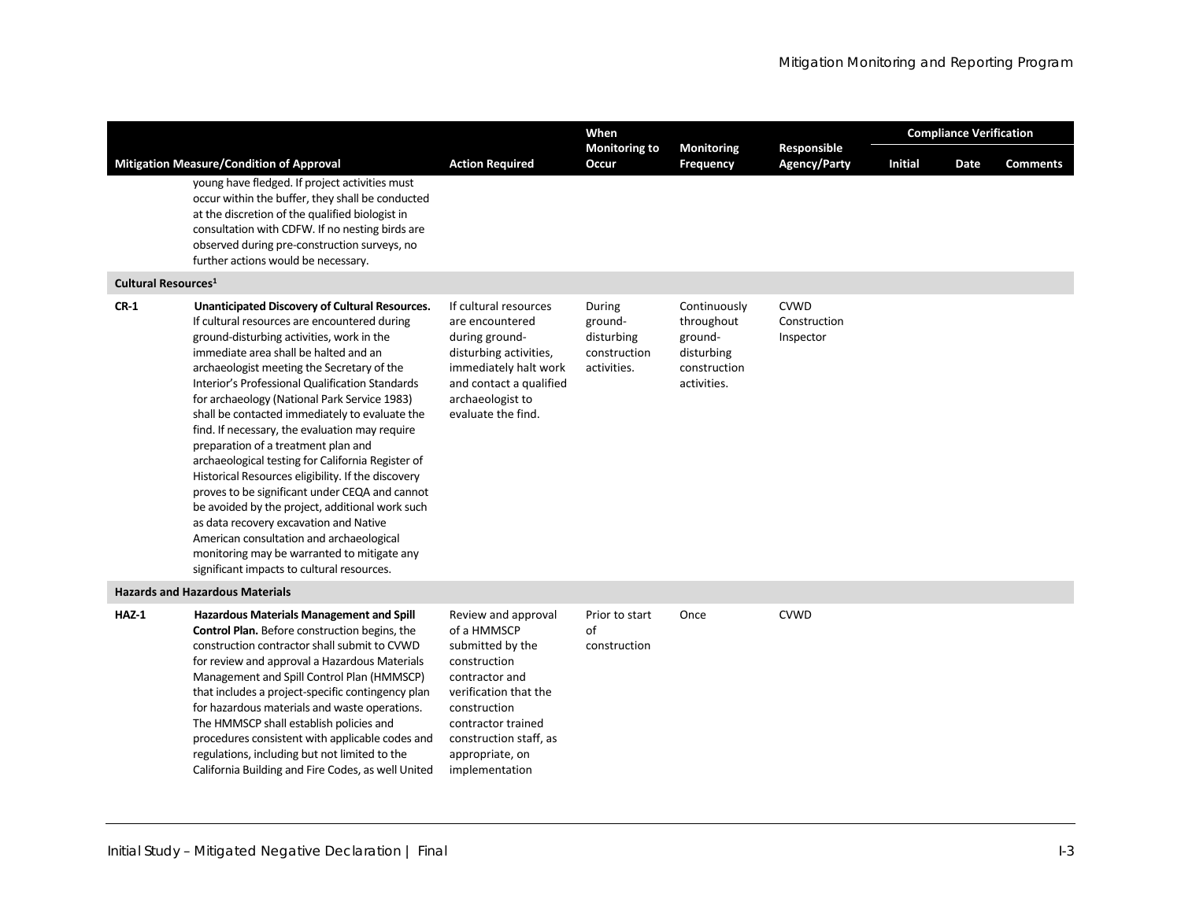| Mitigation Measure/Condition of Approval | | Action Required | When Monitoring to Occur | Monitoring Frequency | Responsible Agency/Party | Compliance Verification | | |
|---|---|---|---|---|---|---|---|---|
| | | | | | | Initial | Date | Comments |
| | young have fledged. If project activities must occur within the buffer, they shall be conducted at the discretion of the qualified biologist in consultation with CDFW. If no nesting birds are observed during pre-construction surveys, no further actions would be necessary. | | | | | | | |
| **Cultural Resources[1]** | | | | | | | | |
| **CR-1** | **Unanticipated Discovery of Cultural Resources.** If cultural resources are encountered during ground-disturbing activities, work in the immediate area shall be halted and an archaeologist meeting the Secretary of the Interior's Professional Qualification Standards for archaeology (National Park Service 1983) shall be contacted immediately to evaluate the find. If necessary, the evaluation may require preparation of a treatment plan and archaeological testing for California Register of Historical Resources eligibility. If the discovery proves to be significant under CEQA and cannot be avoided by the project, additional work such as data recovery excavation and Native American consultation and archaeological monitoring may be warranted to mitigate any significant impacts to cultural resources. | If cultural resources are encountered during ground-disturbing activities, immediately halt work and contact a qualified archaeologist to evaluate the find. | During ground-disturbing construction activities. | Continuously throughout ground-disturbing construction activities. | CVWD Construction Inspector | | | |
| **Hazards and Hazardous Materials** | | | | | | | | |
| **HAZ-1** | **Hazardous Materials Management and Spill Control Plan.** Before construction begins, the construction contractor shall submit to CVWD for review and approval a Hazardous Materials Management and Spill Control Plan (HMMSCP) that includes a project-specific contingency plan for hazardous materials and waste operations. The HMMSCP shall establish policies and procedures consistent with applicable codes and regulations, including but not limited to the California Building and Fire Codes, as well United | Review and approval of a HMMSCP submitted by the construction contractor and verification that the construction contractor trained construction staff, as appropriate, on implementation | Prior to start of construction | Once | CVWD | | | |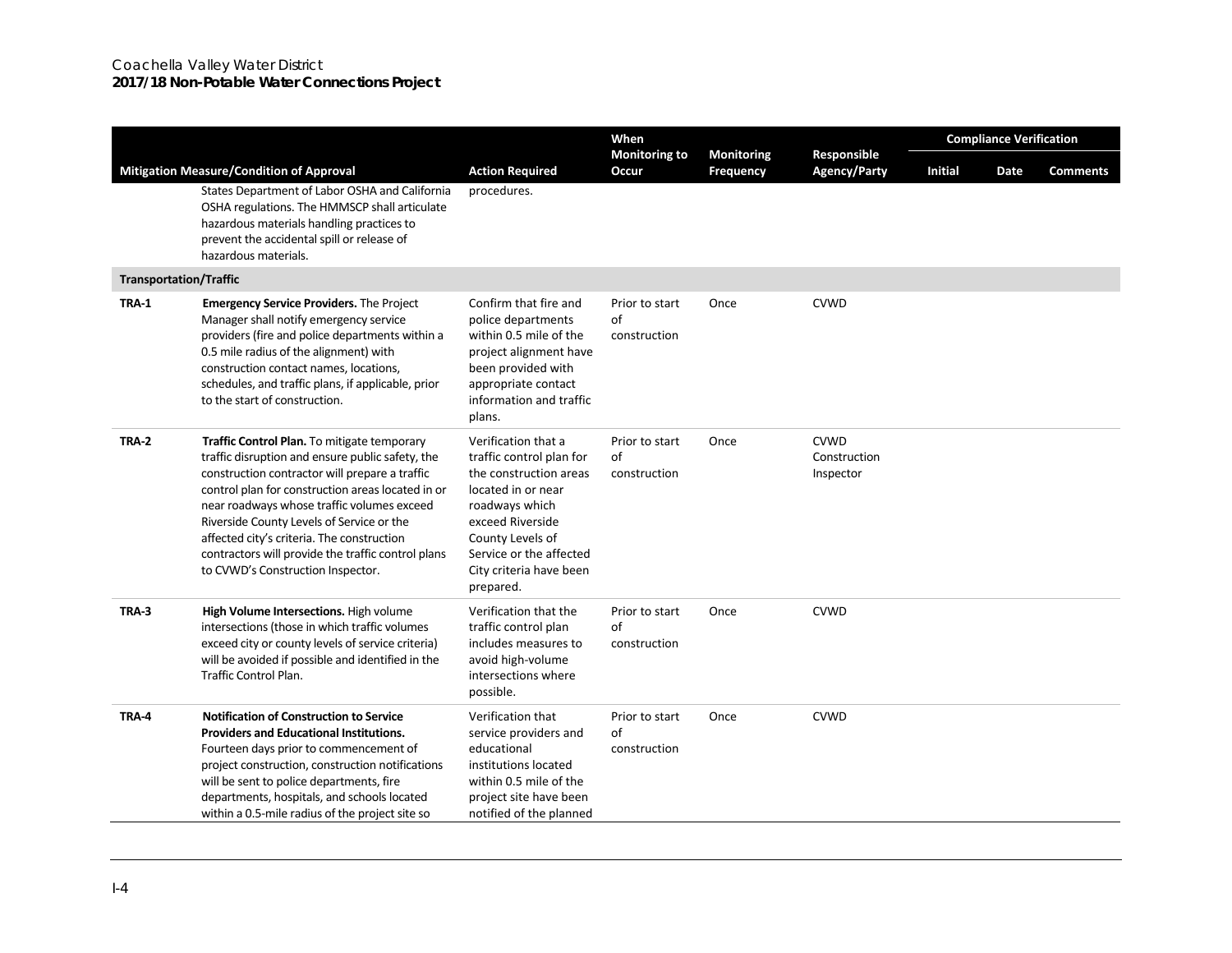| Mitigation Measure/Condition of Approval | | Action Required | When Monitoring to Occur | Monitoring Frequency | Responsible Agency/Party | Compliance Verification | | |
|---|---|---|---|---|---|---|---|---|
| | | | | | | Initial | Date | Comments |
| | States Department of Labor OSHA and California OSHA regulations. The HMMSCP shall articulate hazardous materials handling practices to prevent the accidental spill or release of hazardous materials. | procedures. | | | | | | |
| **Transportation/Traffic** | | | | | | | | |
| **TRA-1** | **Emergency Service Providers.** The Project Manager shall notify emergency service providers (fire and police departments within a 0.5 mile radius of the alignment) with construction contact names, locations, schedules, and traffic plans, if applicable, prior to the start of construction. | Confirm that fire and police departments within 0.5 mile of the project alignment have been provided with appropriate contact information and traffic plans. | Prior to start of construction | Once | CVWD | | | |
| **TRA-2** | **Traffic Control Plan.** To mitigate temporary traffic disruption and ensure public safety, the construction contractor will prepare a traffic control plan for construction areas located in or near roadways whose traffic volumes exceed Riverside County Levels of Service or the affected city's criteria. The construction contractors will provide the traffic control plans to CVWD's Construction Inspector. | Verification that a traffic control plan for the construction areas located in or near roadways which exceed Riverside County Levels of Service or the affected City criteria have been prepared. | Prior to start of construction | Once | CVWD Construction Inspector | | | |
| **TRA-3** | **High Volume Intersections.** High volume intersections (those in which traffic volumes exceed city or county levels of service criteria) will be avoided if possible and identified in the Traffic Control Plan. | Verification that the traffic control plan includes measures to avoid high-volume intersections where possible. | Prior to start of construction | Once | CVWD | | | |
| **TRA-4** | **Notification of Construction to Service Providers and Educational Institutions.** Fourteen days prior to commencement of project construction, construction notifications will be sent to police departments, fire departments, hospitals, and schools located within a 0.5-mile radius of the project site so | Verification that service providers and educational institutions located within 0.5 mile of the project site have been notified of the planned | Prior to start of construction | Once | CVWD | | | |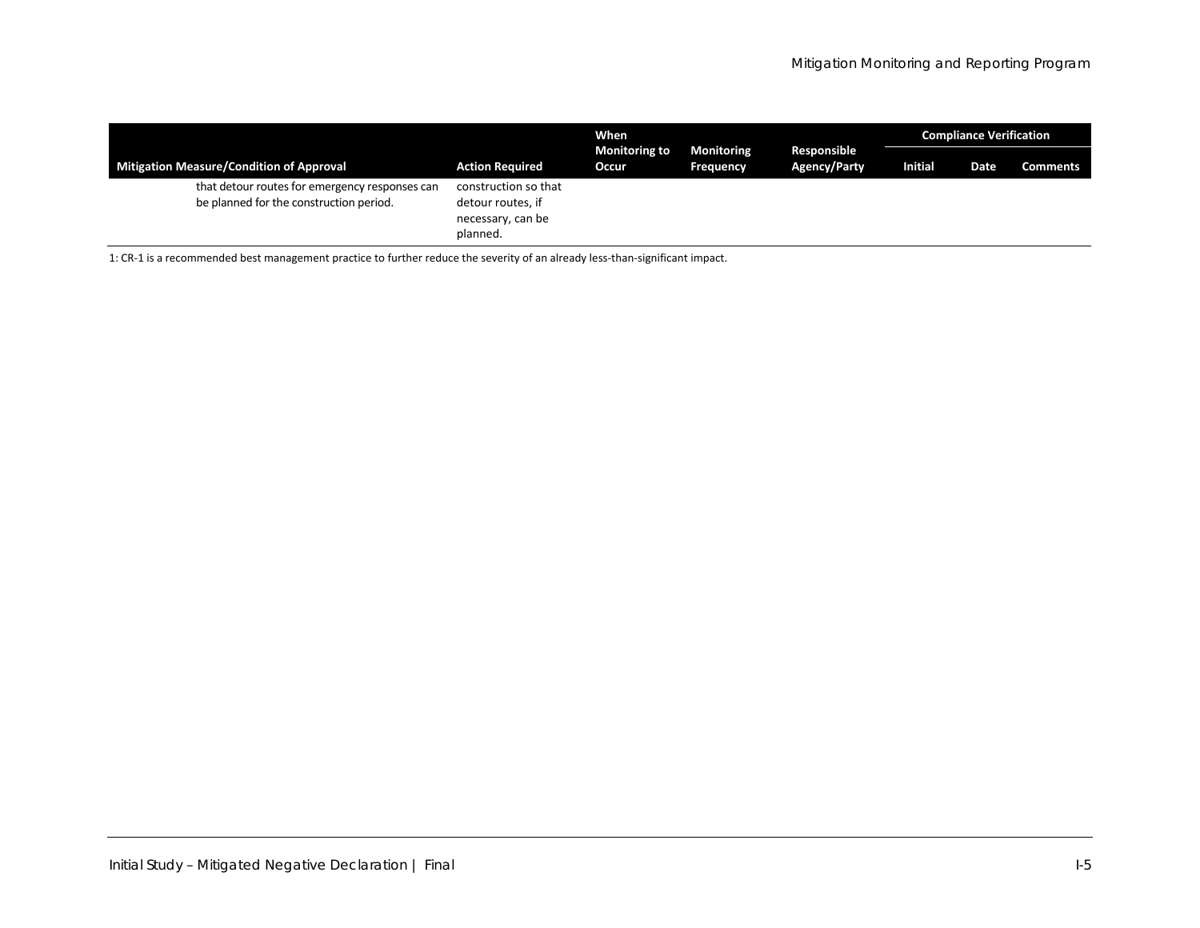| Mitigation Measure/Condition of Approval | Action Required | When Monitoring to Occur | Monitoring Frequency | Responsible Agency/Party | Compliance Verification | | |
|---|---|---|---|---|---|---|---|
| | | | | | Initial | Date | Comments |
| that detour routes for emergency responses can be planned for the construction period. | construction so that detour routes, if necessary, can be planned. | | | | | | |

1: CR-1 is a recommended best management practice to further reduce the severity of an already less-than-significant impact.